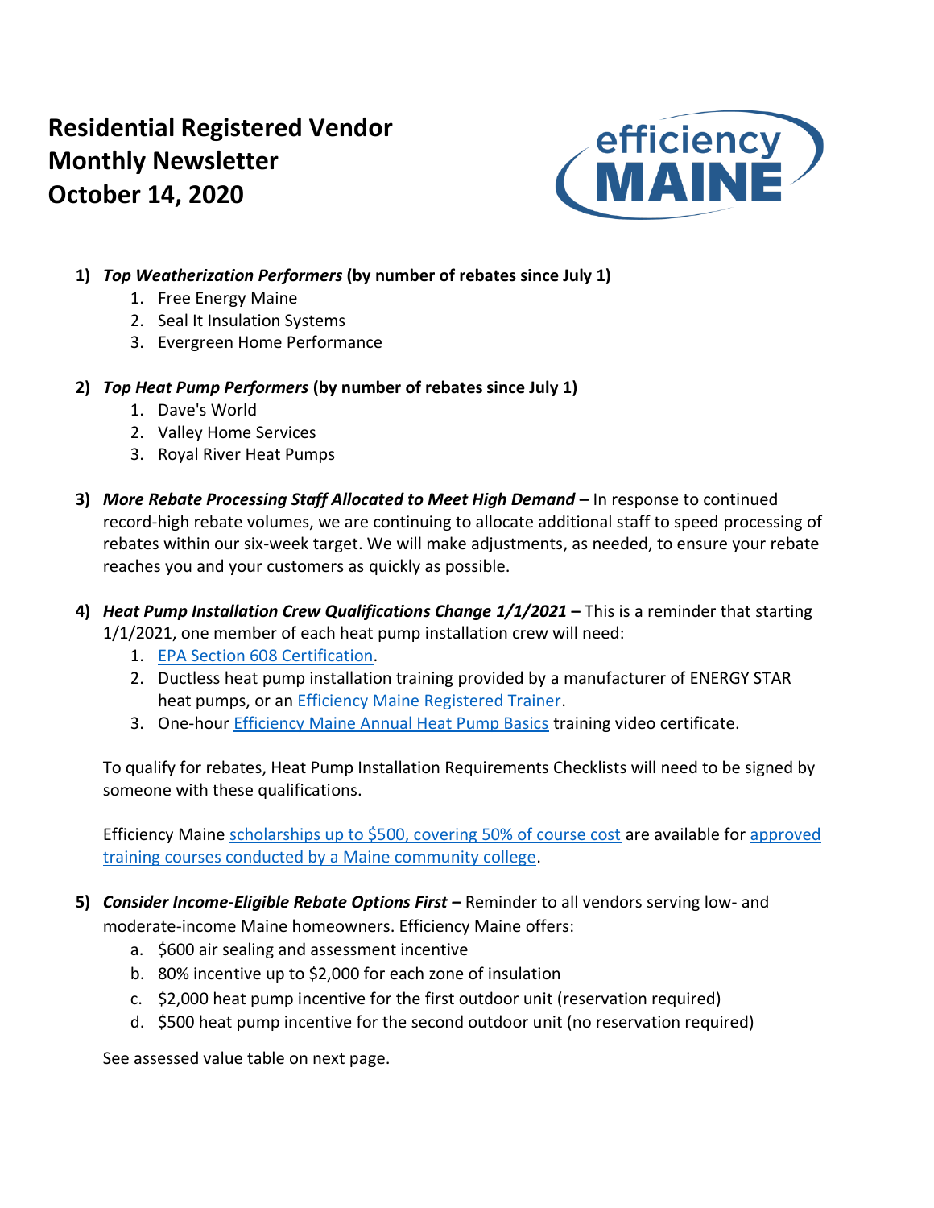# Residential Registered Vendor Monthly Newsletter October 14, 2020

efficiency MAINE

1) ***Top Weatherization Performers* (by number of rebates since July 1)**
    1. Free Energy Maine
    2. Seal It Insulation Systems
    3. Evergreen Home Performance

2) ***Top Heat Pump Performers* (by number of rebates since July 1)**
    1. Dave's World
    2. Valley Home Services
    3. Royal River Heat Pumps

3) ***More Rebate Processing Staff Allocated to Meet High Demand* –** In response to continued record-high rebate volumes, we are continuing to allocate additional staff to speed processing of rebates within our six-week target. We will make adjustments, as needed, to ensure your rebate reaches you and your customers as quickly as possible.

4) ***Heat Pump Installation Crew Qualifications Change 1/1/2021* –** This is a reminder that starting 1/1/2021, one member of each heat pump installation crew will need:
    1. EPA Section 608 Certification.
    2. Ductless heat pump installation training provided by a manufacturer of ENERGY STAR heat pumps, or an Efficiency Maine Registered Trainer.
    3. One-hour Efficiency Maine Annual Heat Pump Basics training video certificate.

   To qualify for rebates, Heat Pump Installation Requirements Checklists will need to be signed by someone with these qualifications.

   Efficiency Maine scholarships up to $500, covering 50% of course cost are available for approved training courses conducted by a Maine community college.

5) ***Consider Income-Eligible Rebate Options First* –** Reminder to all vendors serving low- and moderate-income Maine homeowners. Efficiency Maine offers:
    a. $600 air sealing and assessment incentive
    b. 80% incentive up to $2,000 for each zone of insulation
    c. $2,000 heat pump incentive for the first outdoor unit (reservation required)
    d. $500 heat pump incentive for the second outdoor unit (no reservation required)

   See assessed value table on next page.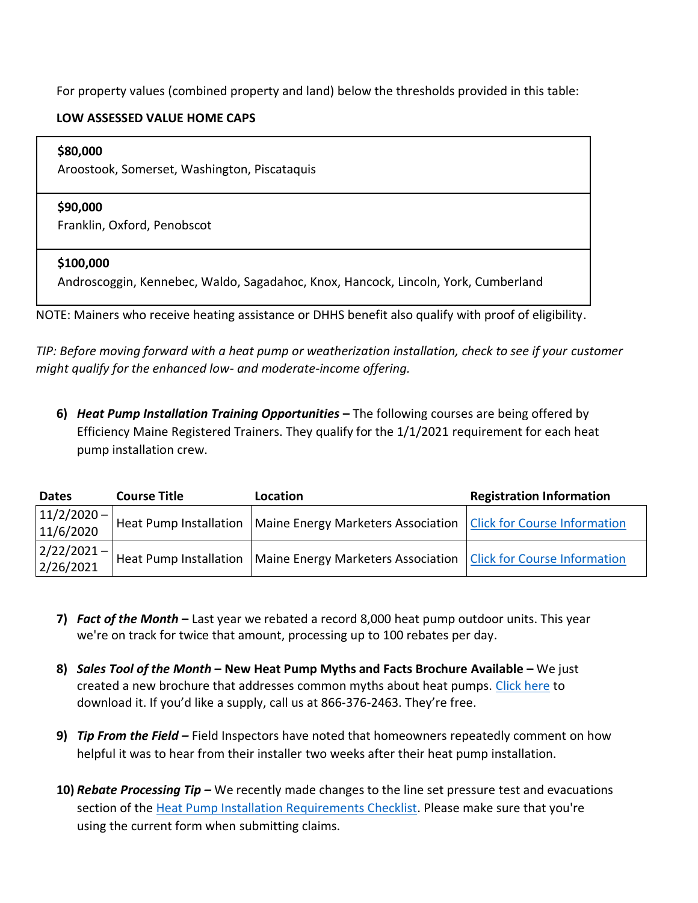For property values (combined property and land) below the thresholds provided in this table:

**LOW ASSESSED VALUE HOME CAPS**

| |
|---|
| **$80,000**<br>Aroostook, Somerset, Washington, Piscataquis |
| **$90,000**<br>Franklin, Oxford, Penobscot |
| **$100,000**<br>Androscoggin, Kennebec, Waldo, Sagadahoc, Knox, Hancock, Lincoln, York, Cumberland |

NOTE: Mainers who receive heating assistance or DHHS benefit also qualify with proof of eligibility.

*TIP: Before moving forward with a heat pump or weatherization installation, check to see if your customer might qualify for the enhanced low- and moderate-income offering.*

6) ***Heat Pump Installation Training Opportunities –*** The following courses are being offered by Efficiency Maine Registered Trainers. They qualify for the 1/1/2021 requirement for each heat pump installation crew.

| Dates | Course Title | Location | Registration Information |
|---|---|---|---|
| 11/2/2020 – 11/6/2020 | Heat Pump Installation | Maine Energy Marketers Association | [Click for Course Information]() |
| 2/22/2021 – 2/26/2021 | Heat Pump Installation | Maine Energy Marketers Association | [Click for Course Information]() |

7) ***Fact of the Month –*** Last year we rebated a record 8,000 heat pump outdoor units. This year we're on track for twice that amount, processing up to 100 rebates per day.

8) ***Sales Tool of the Month* – New Heat Pump Myths and Facts Brochure Available –** We just created a new brochure that addresses common myths about heat pumps. [Click here]() to download it. If you'd like a supply, call us at 866-376-2463. They're free.

9) ***Tip From the Field –*** Field Inspectors have noted that homeowners repeatedly comment on how helpful it was to hear from their installer two weeks after their heat pump installation.

10) ***Rebate Processing Tip –*** We recently made changes to the line set pressure test and evacuations section of the [Heat Pump Installation Requirements Checklist](). Please make sure that you're using the current form when submitting claims.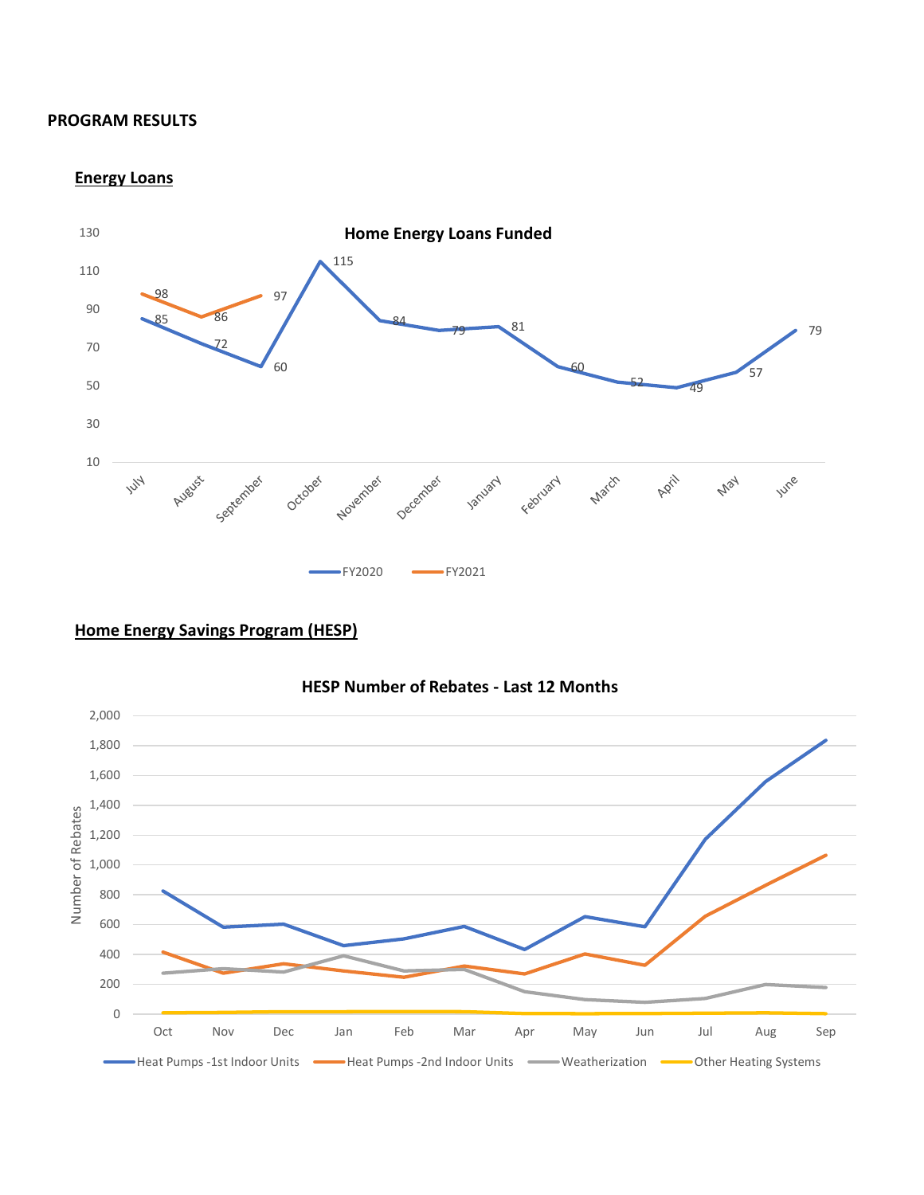**PROGRAM RESULTS**

**Energy Loans**

**Home Energy Loans Funded**

| Month | FY2020 | FY2021 |
|---|---|---|
| July | 85 | 98 |
| August | 72 | 86 |
| September | 60 | 97 |
| October | 115 | |
| November | 84 | |
| December | 79 | |
| January | 81 | |
| February | 60 | |
| March | 52 | |
| April | 49 | |
| May | 57 | |
| June | 79 | |

**Home Energy Savings Program (HESP)**

**HESP Number of Rebates - Last 12 Months**

Y-axis: Number of Rebates (0 to 2,000)

X-axis: Oct, Nov, Dec, Jan, Feb, Mar, Apr, May, Jun, Jul, Aug, Sep

Series: Heat Pumps -1st Indoor Units, Heat Pumps -2nd Indoor Units, Weatherization, Other Heating Systems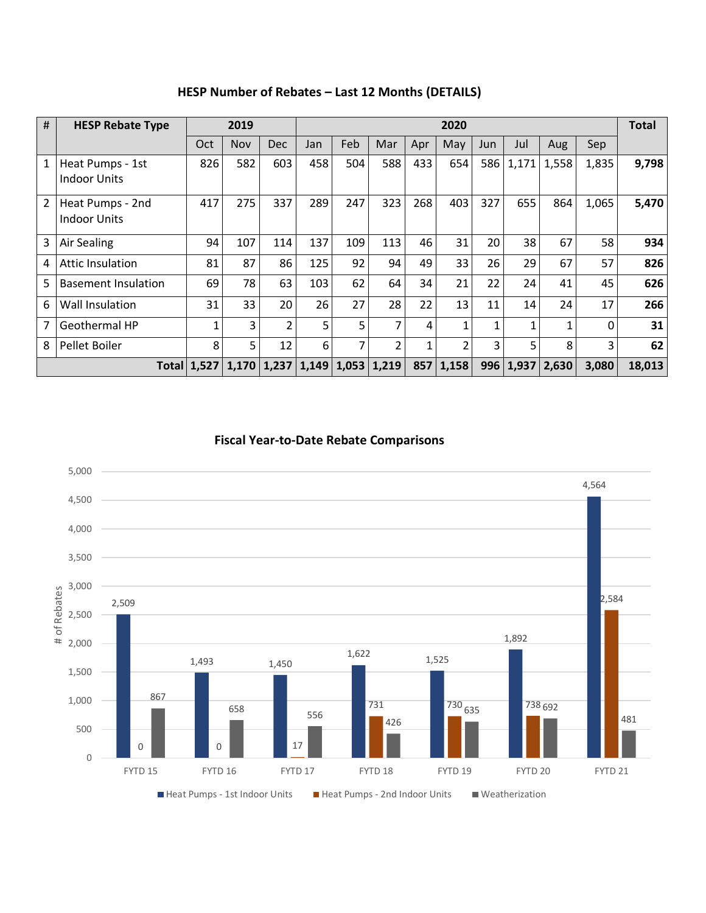## HESP Number of Rebates – Last 12 Months (DETAILS)

| # | HESP Rebate Type | 2019 | | | 2020 | | | | | | | | | Total |
|---|---|---|---|---|---|---|---|---|---|---|---|---|---|---|
| | | Oct | Nov | Dec | Jan | Feb | Mar | Apr | May | Jun | Jul | Aug | Sep | |
| 1 | Heat Pumps - 1st Indoor Units | 826 | 582 | 603 | 458 | 504 | 588 | 433 | 654 | 586 | 1,171 | 1,558 | 1,835 | **9,798** |
| 2 | Heat Pumps - 2nd Indoor Units | 417 | 275 | 337 | 289 | 247 | 323 | 268 | 403 | 327 | 655 | 864 | 1,065 | **5,470** |
| 3 | Air Sealing | 94 | 107 | 114 | 137 | 109 | 113 | 46 | 31 | 20 | 38 | 67 | 58 | **934** |
| 4 | Attic Insulation | 81 | 87 | 86 | 125 | 92 | 94 | 49 | 33 | 26 | 29 | 67 | 57 | **826** |
| 5 | Basement Insulation | 69 | 78 | 63 | 103 | 62 | 64 | 34 | 21 | 22 | 24 | 41 | 45 | **626** |
| 6 | Wall Insulation | 31 | 33 | 20 | 26 | 27 | 28 | 22 | 13 | 11 | 14 | 24 | 17 | **266** |
| 7 | Geothermal HP | 1 | 3 | 2 | 5 | 5 | 7 | 4 | 1 | 1 | 1 | 1 | 0 | **31** |
| 8 | Pellet Boiler | 8 | 5 | 12 | 6 | 7 | 2 | 1 | 2 | 3 | 5 | 8 | 3 | **62** |
| | **Total** | **1,527** | **1,170** | **1,237** | **1,149** | **1,053** | **1,219** | **857** | **1,158** | **996** | **1,937** | **2,630** | **3,080** | **18,013** |

## Fiscal Year-to-Date Rebate Comparisons

| # of Rebates | FYTD 15 | FYTD 16 | FYTD 17 | FYTD 18 | FYTD 19 | FYTD 20 | FYTD 21 |
|---|---|---|---|---|---|---|---|
| Heat Pumps - 1st Indoor Units | 2,509 | 1,493 | 1,450 | 1,622 | 1,525 | 1,892 | 4,564 |
| Heat Pumps - 2nd Indoor Units | 0 | 0 | 17 | 731 | 730 | 738 | 2,584 |
| Weatherization | 867 | 658 | 556 | 426 | 635 | 692 | 481 |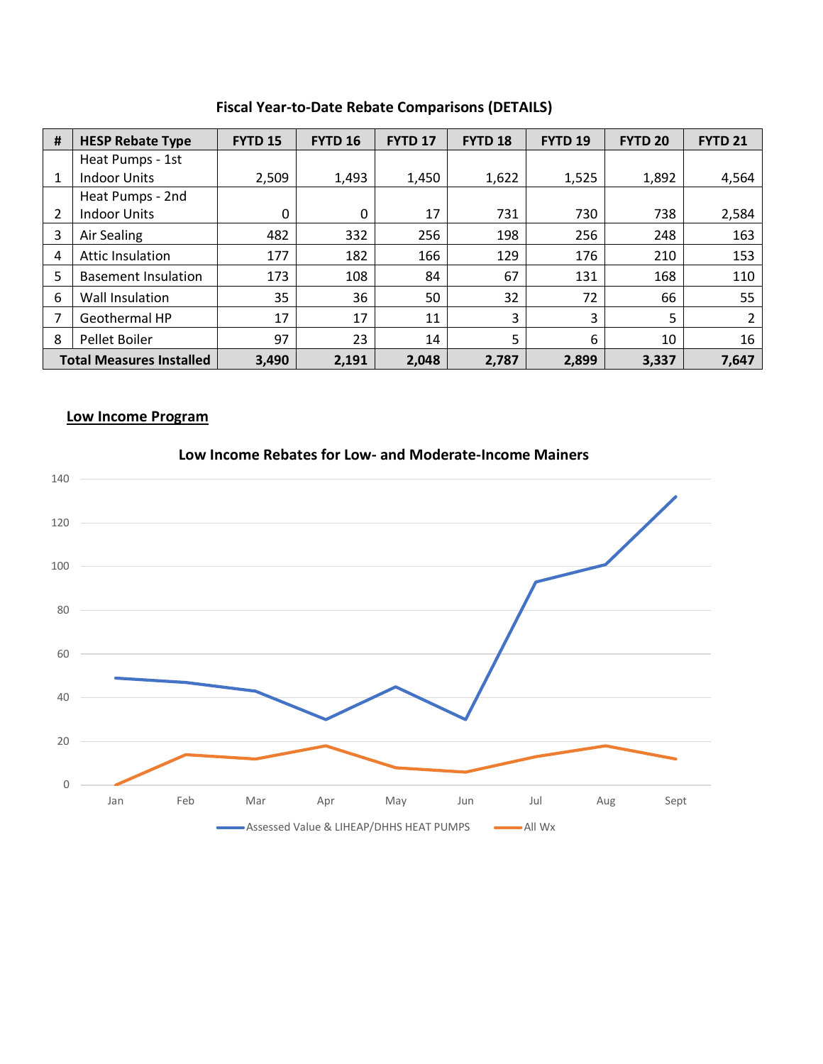**Fiscal Year-to-Date Rebate Comparisons (DETAILS)**

| # | HESP Rebate Type | FYTD 15 | FYTD 16 | FYTD 17 | FYTD 18 | FYTD 19 | FYTD 20 | FYTD 21 |
|---|---|---|---|---|---|---|---|---|
| 1 | Heat Pumps - 1st Indoor Units | 2,509 | 1,493 | 1,450 | 1,622 | 1,525 | 1,892 | 4,564 |
| 2 | Heat Pumps - 2nd Indoor Units | 0 | 0 | 17 | 731 | 730 | 738 | 2,584 |
| 3 | Air Sealing | 482 | 332 | 256 | 198 | 256 | 248 | 163 |
| 4 | Attic Insulation | 177 | 182 | 166 | 129 | 176 | 210 | 153 |
| 5 | Basement Insulation | 173 | 108 | 84 | 67 | 131 | 168 | 110 |
| 6 | Wall Insulation | 35 | 36 | 50 | 32 | 72 | 66 | 55 |
| 7 | Geothermal HP | 17 | 17 | 11 | 3 | 3 | 5 | 2 |
| 8 | Pellet Boiler | 97 | 23 | 14 | 5 | 6 | 10 | 16 |
| **Total Measures Installed** | | **3,490** | **2,191** | **2,048** | **2,787** | **2,899** | **3,337** | **7,647** |

**Low Income Program**

**Low Income Rebates for Low- and Moderate-Income Mainers**

| Month | Assessed Value & LIHEAP/DHHS HEAT PUMPS | All Wx |
|---|---|---|
| Jan | 49 | 0 |
| Feb | 47 | 14 |
| Mar | 43 | 12 |
| Apr | 30 | 18 |
| May | 45 | 8 |
| Jun | 30 | 6 |
| Jul | 93 | 13 |
| Aug | 101 | 18 |
| Sept | 132 | 12 |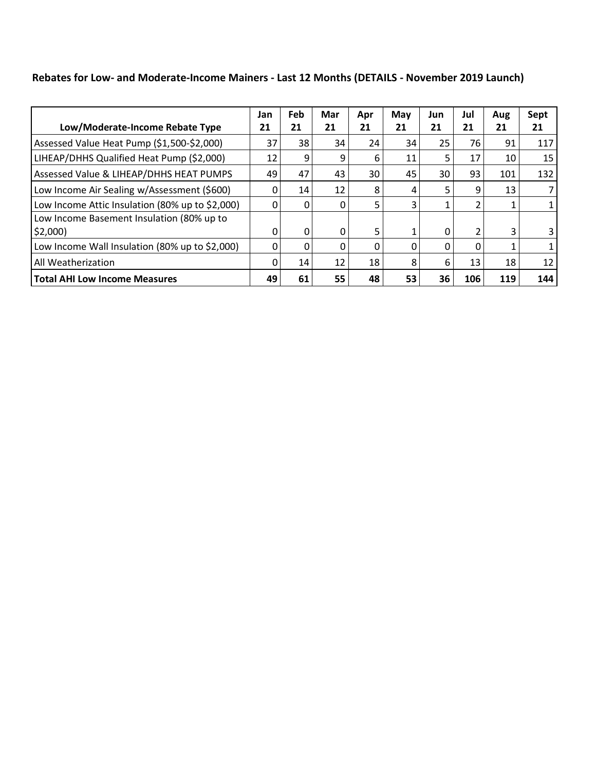**Rebates for Low- and Moderate-Income Mainers - Last 12 Months (DETAILS - November 2019 Launch)**

| Low/Moderate-Income Rebate Type | Jan 21 | Feb 21 | Mar 21 | Apr 21 | May 21 | Jun 21 | Jul 21 | Aug 21 | Sept 21 |
|---|---|---|---|---|---|---|---|---|---|
| Assessed Value Heat Pump ($1,500-$2,000) | 37 | 38 | 34 | 24 | 34 | 25 | 76 | 91 | 117 |
| LIHEAP/DHHS Qualified Heat Pump ($2,000) | 12 | 9 | 9 | 6 | 11 | 5 | 17 | 10 | 15 |
| Assessed Value & LIHEAP/DHHS HEAT PUMPS | 49 | 47 | 43 | 30 | 45 | 30 | 93 | 101 | 132 |
| Low Income Air Sealing w/Assessment ($600) | 0 | 14 | 12 | 8 | 4 | 5 | 9 | 13 | 7 |
| Low Income Attic Insulation (80% up to $2,000) | 0 | 0 | 0 | 5 | 3 | 1 | 2 | 1 | 1 |
| Low Income Basement Insulation (80% up to $2,000) | 0 | 0 | 0 | 5 | 1 | 0 | 2 | 3 | 3 |
| Low Income Wall Insulation (80% up to $2,000) | 0 | 0 | 0 | 0 | 0 | 0 | 0 | 1 | 1 |
| All Weatherization | 0 | 14 | 12 | 18 | 8 | 6 | 13 | 18 | 12 |
| **Total AHI Low Income Measures** | **49** | **61** | **55** | **48** | **53** | **36** | **106** | **119** | **144** |